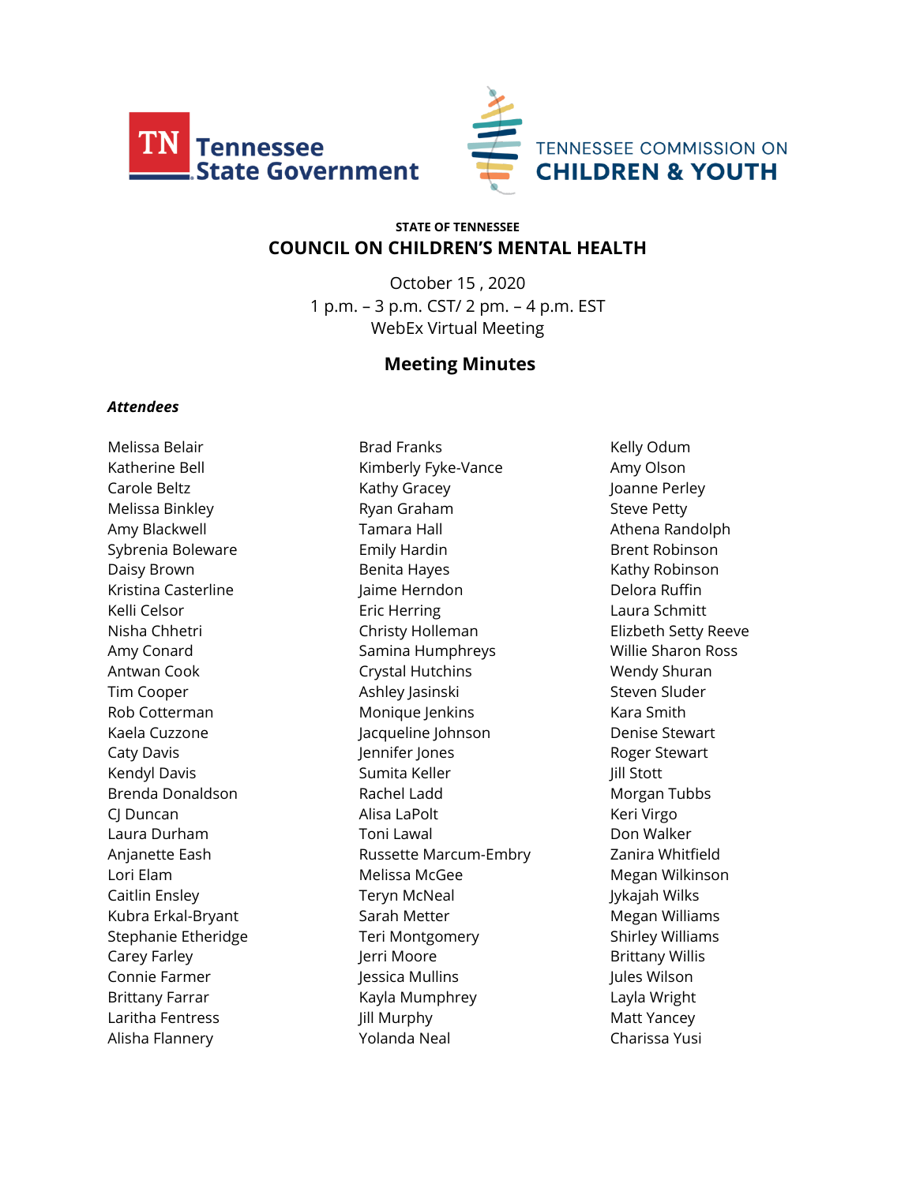Tennessee State Government

TENNESSEE COMMISSION ON CHILDREN & YOUTH

**STATE OF TENNESSEE**

## COUNCIL ON CHILDREN'S MENTAL HEALTH

October 15 , 2020
1 p.m. – 3 p.m. CST/ 2 pm. – 4 p.m. EST
WebEx Virtual Meeting

## Meeting Minutes

### *Attendees*

Melissa Belair
Katherine Bell
Carole Beltz
Melissa Binkley
Amy Blackwell
Sybrenia Boleware
Daisy Brown
Kristina Casterline
Kelli Celsor
Nisha Chhetri
Amy Conard
Antwan Cook
Tim Cooper
Rob Cotterman
Kaela Cuzzone
Caty Davis
Kendyl Davis
Brenda Donaldson
CJ Duncan
Laura Durham
Anjanette Eash
Lori Elam
Caitlin Ensley
Kubra Erkal-Bryant
Stephanie Etheridge
Carey Farley
Connie Farmer
Brittany Farrar
Laritha Fentress
Alisha Flannery
Brad Franks
Kimberly Fyke-Vance
Kathy Gracey
Ryan Graham
Tamara Hall
Emily Hardin
Benita Hayes
Jaime Herndon
Eric Herring
Christy Holleman
Samina Humphreys
Crystal Hutchins
Ashley Jasinski
Monique Jenkins
Jacqueline Johnson
Jennifer Jones
Sumita Keller
Rachel Ladd
Alisa LaPolt
Toni Lawal
Russette Marcum-Embry
Melissa McGee
Teryn McNeal
Sarah Metter
Teri Montgomery
Jerri Moore
Jessica Mullins
Kayla Mumphrey
Jill Murphy
Yolanda Neal
Kelly Odum
Amy Olson
Joanne Perley
Steve Petty
Athena Randolph
Brent Robinson
Kathy Robinson
Delora Ruffin
Laura Schmitt
Elizbeth Setty Reeve
Willie Sharon Ross
Wendy Shuran
Steven Sluder
Kara Smith
Denise Stewart
Roger Stewart
Jill Stott
Morgan Tubbs
Keri Virgo
Don Walker
Zanira Whitfield
Megan Wilkinson
Jykajah Wilks
Megan Williams
Shirley Williams
Brittany Willis
Jules Wilson
Layla Wright
Matt Yancey
Charissa Yusi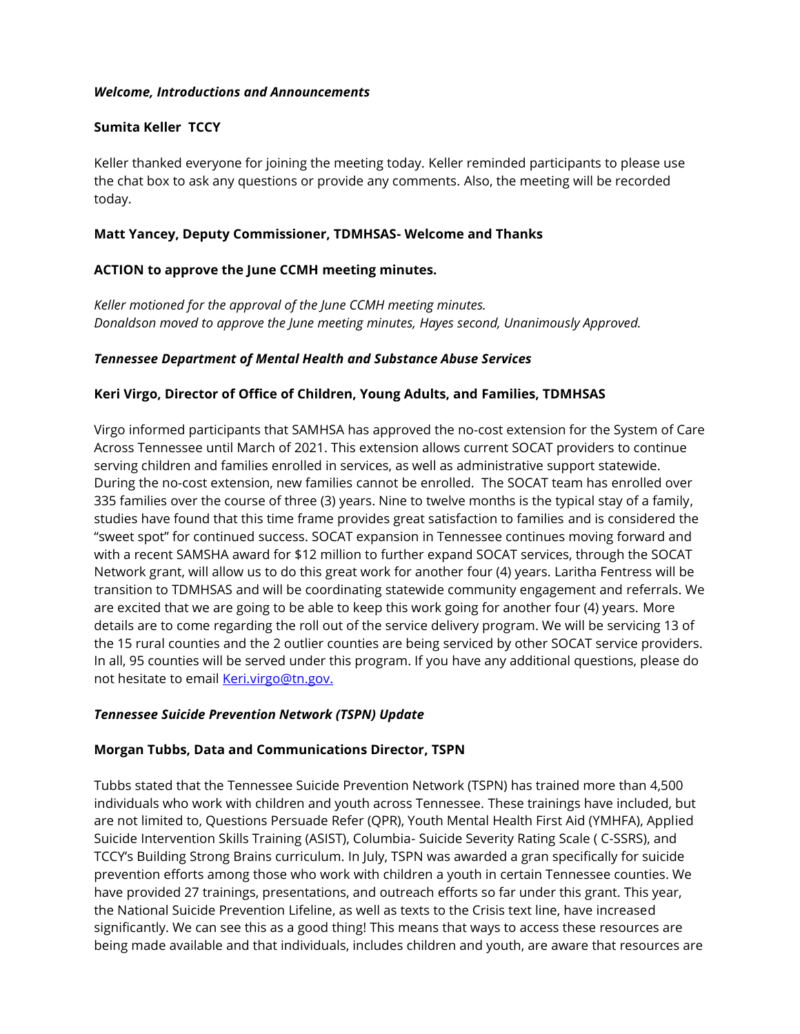***Welcome, Introductions and Announcements***

**Sumita Keller TCCY**

Keller thanked everyone for joining the meeting today. Keller reminded participants to please use the chat box to ask any questions or provide any comments. Also, the meeting will be recorded today.

**Matt Yancey, Deputy Commissioner, TDMHSAS- Welcome and Thanks**

**ACTION to approve the June CCMH meeting minutes.**

*Keller motioned for the approval of the June CCMH meeting minutes.*
*Donaldson moved to approve the June meeting minutes, Hayes second, Unanimously Approved.*

***Tennessee Department of Mental Health and Substance Abuse Services***

**Keri Virgo, Director of Office of Children, Young Adults, and Families, TDMHSAS**

Virgo informed participants that SAMHSA has approved the no-cost extension for the System of Care Across Tennessee until March of 2021. This extension allows current SOCAT providers to continue serving children and families enrolled in services, as well as administrative support statewide. During the no-cost extension, new families cannot be enrolled. The SOCAT team has enrolled over 335 families over the course of three (3) years. Nine to twelve months is the typical stay of a family, studies have found that this time frame provides great satisfaction to families and is considered the "sweet spot" for continued success. SOCAT expansion in Tennessee continues moving forward and with a recent SAMSHA award for $12 million to further expand SOCAT services, through the SOCAT Network grant, will allow us to do this great work for another four (4) years. Laritha Fentress will be transition to TDMHSAS and will be coordinating statewide community engagement and referrals. We are excited that we are going to be able to keep this work going for another four (4) years. More details are to come regarding the roll out of the service delivery program. We will be servicing 13 of the 15 rural counties and the 2 outlier counties are being serviced by other SOCAT service providers. In all, 95 counties will be served under this program. If you have any additional questions, please do not hesitate to email [Keri.virgo@tn.gov.](mailto:Keri.virgo@tn.gov)

***Tennessee Suicide Prevention Network (TSPN) Update***

**Morgan Tubbs, Data and Communications Director, TSPN**

Tubbs stated that the Tennessee Suicide Prevention Network (TSPN) has trained more than 4,500 individuals who work with children and youth across Tennessee. These trainings have included, but are not limited to, Questions Persuade Refer (QPR), Youth Mental Health First Aid (YMHFA), Applied Suicide Intervention Skills Training (ASIST), Columbia- Suicide Severity Rating Scale ( C-SSRS), and TCCY's Building Strong Brains curriculum. In July, TSPN was awarded a gran specifically for suicide prevention efforts among those who work with children a youth in certain Tennessee counties. We have provided 27 trainings, presentations, and outreach efforts so far under this grant. This year, the National Suicide Prevention Lifeline, as well as texts to the Crisis text line, have increased significantly. We can see this as a good thing! This means that ways to access these resources are being made available and that individuals, includes children and youth, are aware that resources are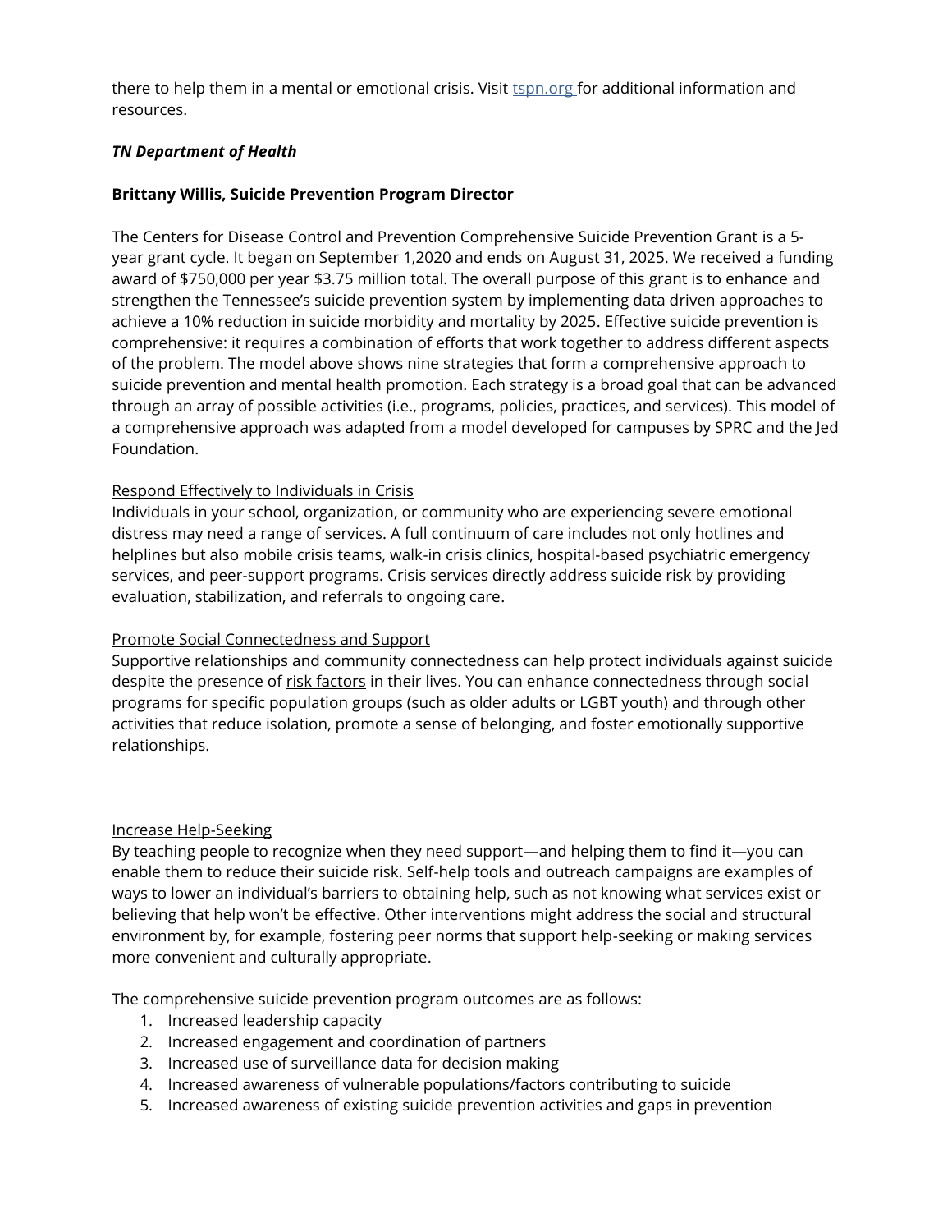there to help them in a mental or emotional crisis. Visit [tspn.org](tspn.org) for additional information and resources.

***TN Department of Health***

**Brittany Willis, Suicide Prevention Program Director**

The Centers for Disease Control and Prevention Comprehensive Suicide Prevention Grant is a 5-year grant cycle. It began on September 1,2020 and ends on August 31, 2025. We received a funding award of $750,000 per year $3.75 million total. The overall purpose of this grant is to enhance and strengthen the Tennessee's suicide prevention system by implementing data driven approaches to achieve a 10% reduction in suicide morbidity and mortality by 2025. Effective suicide prevention is comprehensive: it requires a combination of efforts that work together to address different aspects of the problem. The model above shows nine strategies that form a comprehensive approach to suicide prevention and mental health promotion. Each strategy is a broad goal that can be advanced through an array of possible activities (i.e., programs, policies, practices, and services). This model of a comprehensive approach was adapted from a model developed for campuses by SPRC and the Jed Foundation.

<u>Respond Effectively to Individuals in Crisis</u>
Individuals in your school, organization, or community who are experiencing severe emotional distress may need a range of services. A full continuum of care includes not only hotlines and helplines but also mobile crisis teams, walk-in crisis clinics, hospital-based psychiatric emergency services, and peer-support programs. Crisis services directly address suicide risk by providing evaluation, stabilization, and referrals to ongoing care.

<u>Promote Social Connectedness and Support</u>
Supportive relationships and community connectedness can help protect individuals against suicide despite the presence of <u>risk factors</u> in their lives. You can enhance connectedness through social programs for specific population groups (such as older adults or LGBT youth) and through other activities that reduce isolation, promote a sense of belonging, and foster emotionally supportive relationships.

<u>Increase Help-Seeking</u>
By teaching people to recognize when they need support—and helping them to find it—you can enable them to reduce their suicide risk. Self-help tools and outreach campaigns are examples of ways to lower an individual's barriers to obtaining help, such as not knowing what services exist or believing that help won't be effective. Other interventions might address the social and structural environment by, for example, fostering peer norms that support help-seeking or making services more convenient and culturally appropriate.

The comprehensive suicide prevention program outcomes are as follows:

1. Increased leadership capacity
2. Increased engagement and coordination of partners
3. Increased use of surveillance data for decision making
4. Increased awareness of vulnerable populations/factors contributing to suicide
5. Increased awareness of existing suicide prevention activities and gaps in prevention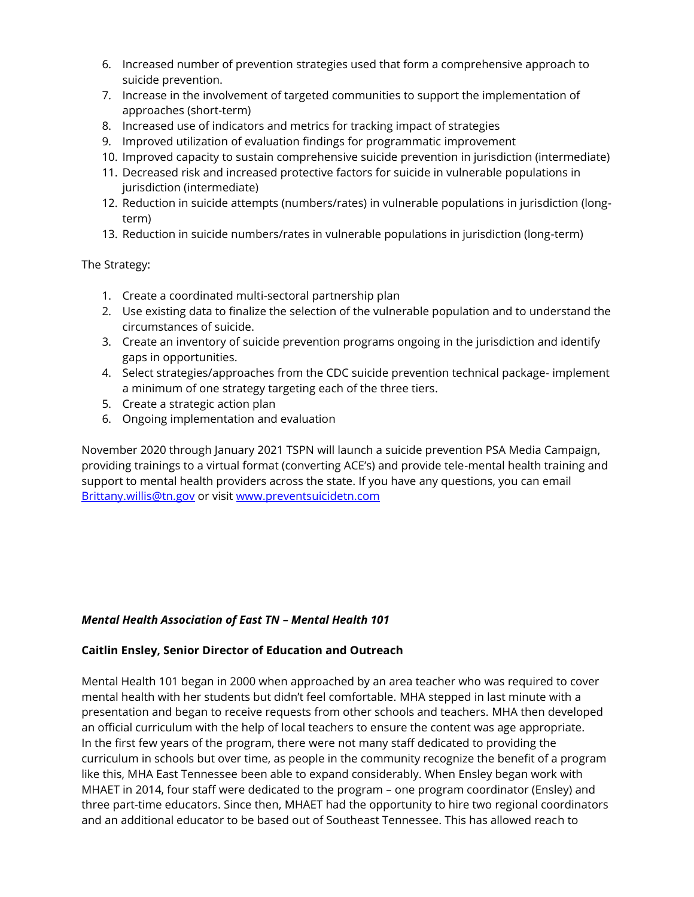6. Increased number of prevention strategies used that form a comprehensive approach to suicide prevention.
7. Increase in the involvement of targeted communities to support the implementation of approaches (short-term)
8. Increased use of indicators and metrics for tracking impact of strategies
9. Improved utilization of evaluation findings for programmatic improvement
10. Improved capacity to sustain comprehensive suicide prevention in jurisdiction (intermediate)
11. Decreased risk and increased protective factors for suicide in vulnerable populations in jurisdiction (intermediate)
12. Reduction in suicide attempts (numbers/rates) in vulnerable populations in jurisdiction (long-term)
13. Reduction in suicide numbers/rates in vulnerable populations in jurisdiction (long-term)

The Strategy:

1. Create a coordinated multi-sectoral partnership plan
2. Use existing data to finalize the selection of the vulnerable population and to understand the circumstances of suicide.
3. Create an inventory of suicide prevention programs ongoing in the jurisdiction and identify gaps in opportunities.
4. Select strategies/approaches from the CDC suicide prevention technical package- implement a minimum of one strategy targeting each of the three tiers.
5. Create a strategic action plan
6. Ongoing implementation and evaluation

November 2020 through January 2021 TSPN will launch a suicide prevention PSA Media Campaign, providing trainings to a virtual format (converting ACE's) and provide tele-mental health training and support to mental health providers across the state. If you have any questions, you can email [Brittany.willis@tn.gov](mailto:Brittany.willis@tn.gov) or visit [www.preventsuicidetn.com](http://www.preventsuicidetn.com)

***Mental Health Association of East TN – Mental Health 101***

**Caitlin Ensley, Senior Director of Education and Outreach**

Mental Health 101 began in 2000 when approached by an area teacher who was required to cover mental health with her students but didn't feel comfortable. MHA stepped in last minute with a presentation and began to receive requests from other schools and teachers. MHA then developed an official curriculum with the help of local teachers to ensure the content was age appropriate. In the first few years of the program, there were not many staff dedicated to providing the curriculum in schools but over time, as people in the community recognize the benefit of a program like this, MHA East Tennessee been able to expand considerably. When Ensley began work with MHAET in 2014, four staff were dedicated to the program – one program coordinator (Ensley) and three part-time educators. Since then, MHAET had the opportunity to hire two regional coordinators and an additional educator to be based out of Southeast Tennessee. This has allowed reach to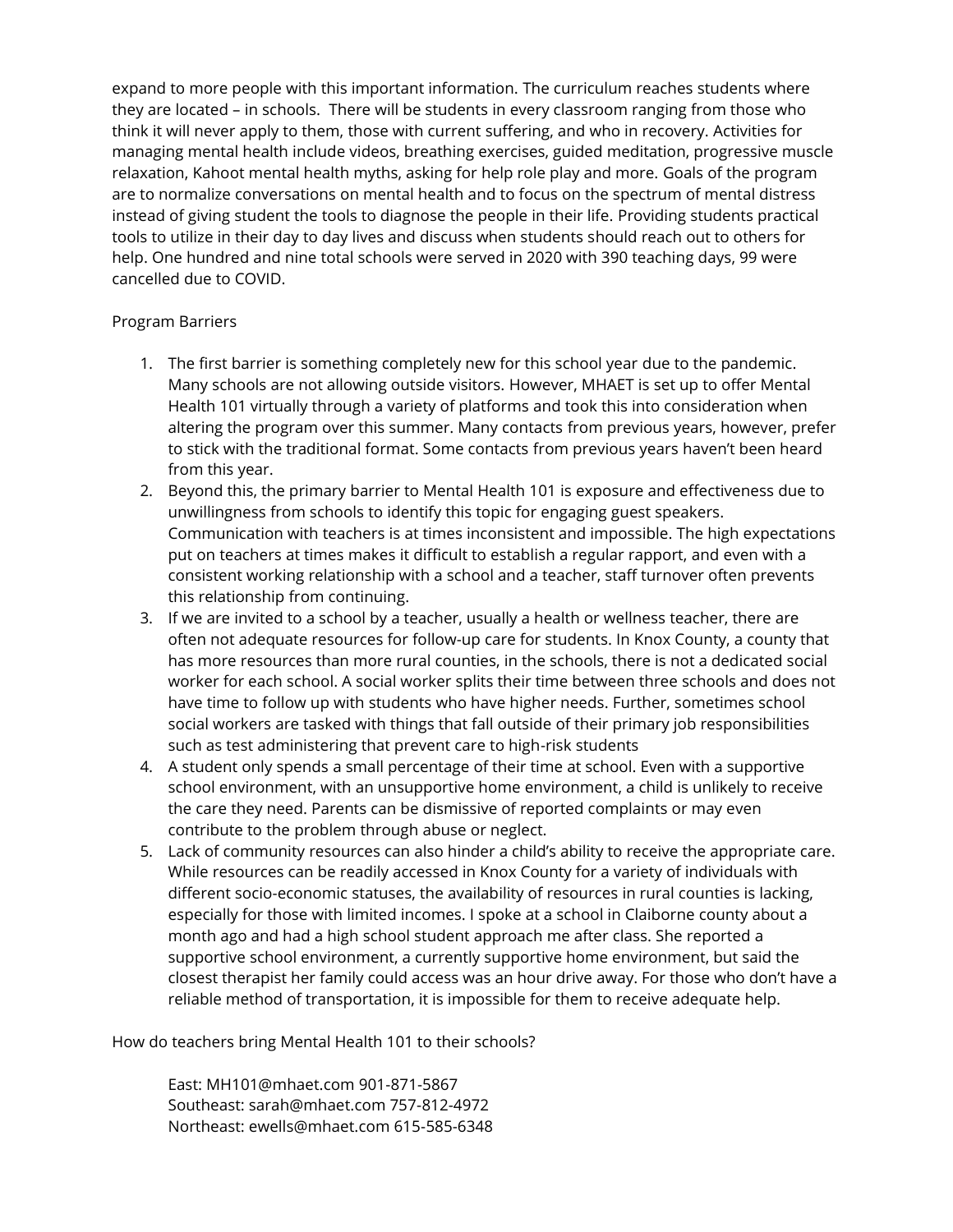expand to more people with this important information. The curriculum reaches students where they are located – in schools. There will be students in every classroom ranging from those who think it will never apply to them, those with current suffering, and who in recovery. Activities for managing mental health include videos, breathing exercises, guided meditation, progressive muscle relaxation, Kahoot mental health myths, asking for help role play and more. Goals of the program are to normalize conversations on mental health and to focus on the spectrum of mental distress instead of giving student the tools to diagnose the people in their life. Providing students practical tools to utilize in their day to day lives and discuss when students should reach out to others for help. One hundred and nine total schools were served in 2020 with 390 teaching days, 99 were cancelled due to COVID.

Program Barriers

1. The first barrier is something completely new for this school year due to the pandemic. Many schools are not allowing outside visitors. However, MHAET is set up to offer Mental Health 101 virtually through a variety of platforms and took this into consideration when altering the program over this summer. Many contacts from previous years, however, prefer to stick with the traditional format. Some contacts from previous years haven't been heard from this year.
2. Beyond this, the primary barrier to Mental Health 101 is exposure and effectiveness due to unwillingness from schools to identify this topic for engaging guest speakers. Communication with teachers is at times inconsistent and impossible. The high expectations put on teachers at times makes it difficult to establish a regular rapport, and even with a consistent working relationship with a school and a teacher, staff turnover often prevents this relationship from continuing.
3. If we are invited to a school by a teacher, usually a health or wellness teacher, there are often not adequate resources for follow-up care for students. In Knox County, a county that has more resources than more rural counties, in the schools, there is not a dedicated social worker for each school. A social worker splits their time between three schools and does not have time to follow up with students who have higher needs. Further, sometimes school social workers are tasked with things that fall outside of their primary job responsibilities such as test administering that prevent care to high-risk students
4. A student only spends a small percentage of their time at school. Even with a supportive school environment, with an unsupportive home environment, a child is unlikely to receive the care they need. Parents can be dismissive of reported complaints or may even contribute to the problem through abuse or neglect.
5. Lack of community resources can also hinder a child's ability to receive the appropriate care. While resources can be readily accessed in Knox County for a variety of individuals with different socio-economic statuses, the availability of resources in rural counties is lacking, especially for those with limited incomes. I spoke at a school in Claiborne county about a month ago and had a high school student approach me after class. She reported a supportive school environment, a currently supportive home environment, but said the closest therapist her family could access was an hour drive away. For those who don't have a reliable method of transportation, it is impossible for them to receive adequate help.

How do teachers bring Mental Health 101 to their schools?

East: MH101@mhaet.com 901-871-5867
Southeast: sarah@mhaet.com 757-812-4972
Northeast: ewells@mhaet.com 615-585-6348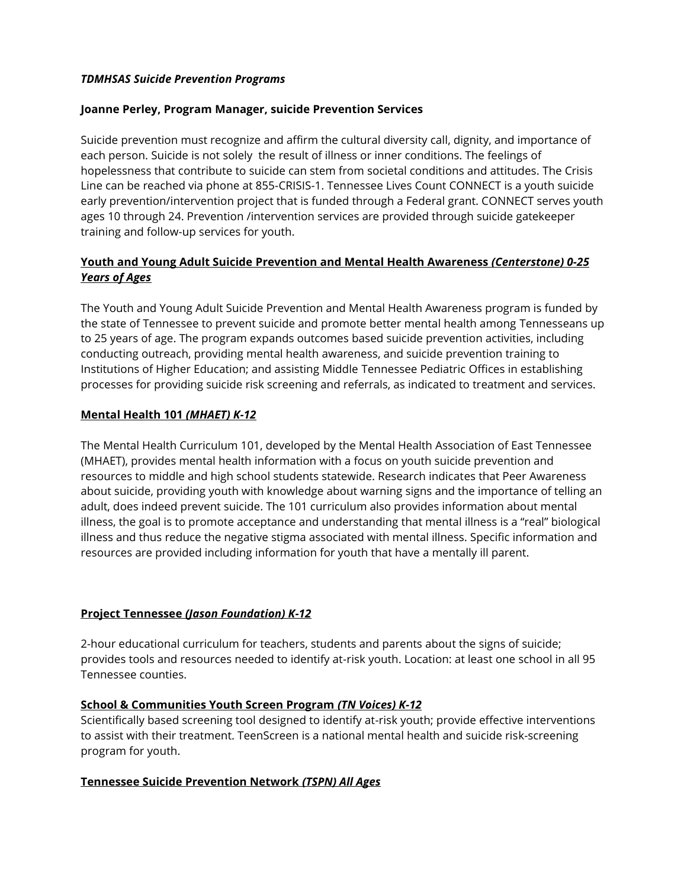***TDMHSAS Suicide Prevention Programs***

**Joanne Perley, Program Manager, suicide Prevention Services**

Suicide prevention must recognize and affirm the cultural diversity call, dignity, and importance of each person. Suicide is not solely the result of illness or inner conditions. The feelings of hopelessness that contribute to suicide can stem from societal conditions and attitudes. The Crisis Line can be reached via phone at 855-CRISIS-1. Tennessee Lives Count CONNECT is a youth suicide early prevention/intervention project that is funded through a Federal grant. CONNECT serves youth ages 10 through 24. Prevention /intervention services are provided through suicide gatekeeper training and follow-up services for youth.

**<u>Youth and Young Adult Suicide Prevention and Mental Health Awareness *(Centerstone) 0-25 Years of Ages*</u>**

The Youth and Young Adult Suicide Prevention and Mental Health Awareness program is funded by the state of Tennessee to prevent suicide and promote better mental health among Tennesseans up to 25 years of age. The program expands outcomes based suicide prevention activities, including conducting outreach, providing mental health awareness, and suicide prevention training to Institutions of Higher Education; and assisting Middle Tennessee Pediatric Offices in establishing processes for providing suicide risk screening and referrals, as indicated to treatment and services.

**<u>Mental Health 101 *(MHAET) K-12*</u>**

The Mental Health Curriculum 101, developed by the Mental Health Association of East Tennessee (MHAET), provides mental health information with a focus on youth suicide prevention and resources to middle and high school students statewide. Research indicates that Peer Awareness about suicide, providing youth with knowledge about warning signs and the importance of telling an adult, does indeed prevent suicide. The 101 curriculum also provides information about mental illness, the goal is to promote acceptance and understanding that mental illness is a "real" biological illness and thus reduce the negative stigma associated with mental illness. Specific information and resources are provided including information for youth that have a mentally ill parent.

**<u>Project Tennessee *(Jason Foundation) K-12*</u>**

2-hour educational curriculum for teachers, students and parents about the signs of suicide; provides tools and resources needed to identify at-risk youth. Location: at least one school in all 95 Tennessee counties.

**<u>School & Communities Youth Screen Program *(TN Voices) K-12*</u>**

Scientifically based screening tool designed to identify at-risk youth; provide effective interventions to assist with their treatment. TeenScreen is a national mental health and suicide risk-screening program for youth.

**<u>Tennessee Suicide Prevention Network *(TSPN) All Ages*</u>**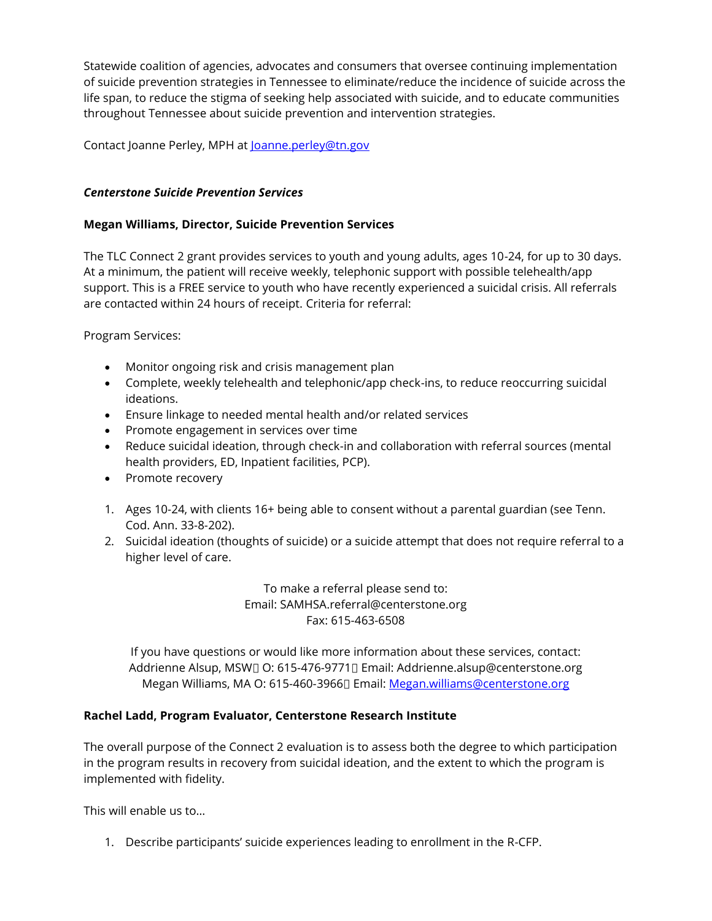Statewide coalition of agencies, advocates and consumers that oversee continuing implementation of suicide prevention strategies in Tennessee to eliminate/reduce the incidence of suicide across the life span, to reduce the stigma of seeking help associated with suicide, and to educate communities throughout Tennessee about suicide prevention and intervention strategies.

Contact Joanne Perley, MPH at Joanne.perley@tn.gov

***Centerstone Suicide Prevention Services***

**Megan Williams, Director, Suicide Prevention Services**

The TLC Connect 2 grant provides services to youth and young adults, ages 10-24, for up to 30 days. At a minimum, the patient will receive weekly, telephonic support with possible telehealth/app support. This is a FREE service to youth who have recently experienced a suicidal crisis. All referrals are contacted within 24 hours of receipt. Criteria for referral:

Program Services:

- Monitor ongoing risk and crisis management plan
- Complete, weekly telehealth and telephonic/app check-ins, to reduce reoccurring suicidal ideations.
- Ensure linkage to needed mental health and/or related services
- Promote engagement in services over time
- Reduce suicidal ideation, through check-in and collaboration with referral sources (mental health providers, ED, Inpatient facilities, PCP).
- Promote recovery

1. Ages 10-24, with clients 16+ being able to consent without a parental guardian (see Tenn. Cod. Ann. 33-8-202).
2. Suicidal ideation (thoughts of suicide) or a suicide attempt that does not require referral to a higher level of care.

To make a referral please send to:
Email: SAMHSA.referral@centerstone.org
Fax: 615-463-6508

If you have questions or would like more information about these services, contact:
Addrienne Alsup, MSW O: 615-476-9771 Email: Addrienne.alsup@centerstone.org
Megan Williams, MA O: 615-460-3966 Email: Megan.williams@centerstone.org

**Rachel Ladd, Program Evaluator, Centerstone Research Institute**

The overall purpose of the Connect 2 evaluation is to assess both the degree to which participation in the program results in recovery from suicidal ideation, and the extent to which the program is implemented with fidelity.

This will enable us to…

1. Describe participants' suicide experiences leading to enrollment in the R-CFP.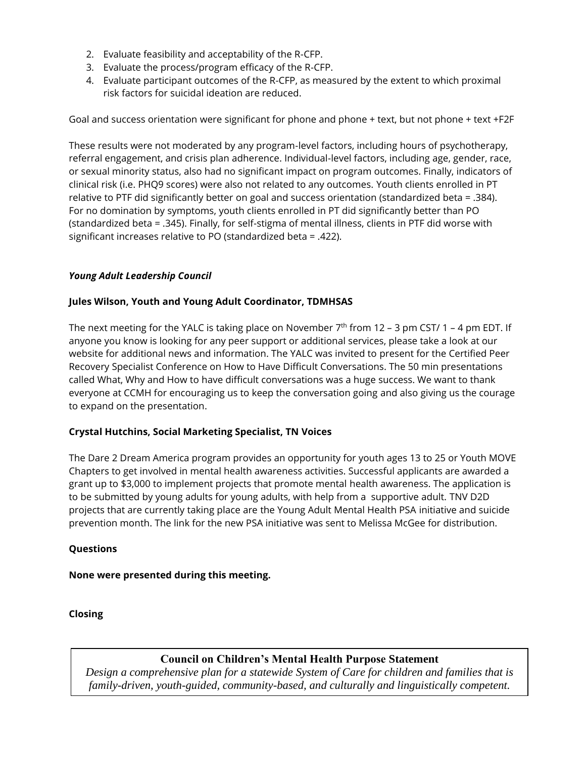2. Evaluate feasibility and acceptability of the R-CFP.
3. Evaluate the process/program efficacy of the R-CFP.
4. Evaluate participant outcomes of the R-CFP, as measured by the extent to which proximal risk factors for suicidal ideation are reduced.

Goal and success orientation were significant for phone and phone + text, but not phone + text +F2F

These results were not moderated by any program-level factors, including hours of psychotherapy, referral engagement, and crisis plan adherence. Individual-level factors, including age, gender, race, or sexual minority status, also had no significant impact on program outcomes. Finally, indicators of clinical risk (i.e. PHQ9 scores) were also not related to any outcomes. Youth clients enrolled in PT relative to PTF did significantly better on goal and success orientation (standardized beta = .384). For no domination by symptoms, youth clients enrolled in PT did significantly better than PO (standardized beta = .345). Finally, for self-stigma of mental illness, clients in PTF did worse with significant increases relative to PO (standardized beta = .422).

***Young Adult Leadership Council***

**Jules Wilson, Youth and Young Adult Coordinator, TDMHSAS**

The next meeting for the YALC is taking place on November 7th from 12 – 3 pm CST/ 1 – 4 pm EDT. If anyone you know is looking for any peer support or additional services, please take a look at our website for additional news and information. The YALC was invited to present for the Certified Peer Recovery Specialist Conference on How to Have Difficult Conversations. The 50 min presentations called What, Why and How to have difficult conversations was a huge success. We want to thank everyone at CCMH for encouraging us to keep the conversation going and also giving us the courage to expand on the presentation.

**Crystal Hutchins, Social Marketing Specialist, TN Voices**

The Dare 2 Dream America program provides an opportunity for youth ages 13 to 25 or Youth MOVE Chapters to get involved in mental health awareness activities. Successful applicants are awarded a grant up to $3,000 to implement projects that promote mental health awareness. The application is to be submitted by young adults for young adults, with help from a supportive adult. TNV D2D projects that are currently taking place are the Young Adult Mental Health PSA initiative and suicide prevention month. The link for the new PSA initiative was sent to Melissa McGee for distribution.

**Questions**

**None were presented during this meeting.**

**Closing**

**Council on Children's Mental Health Purpose Statement**

*Design a comprehensive plan for a statewide System of Care for children and families that is family-driven, youth-guided, community-based, and culturally and linguistically competent.*